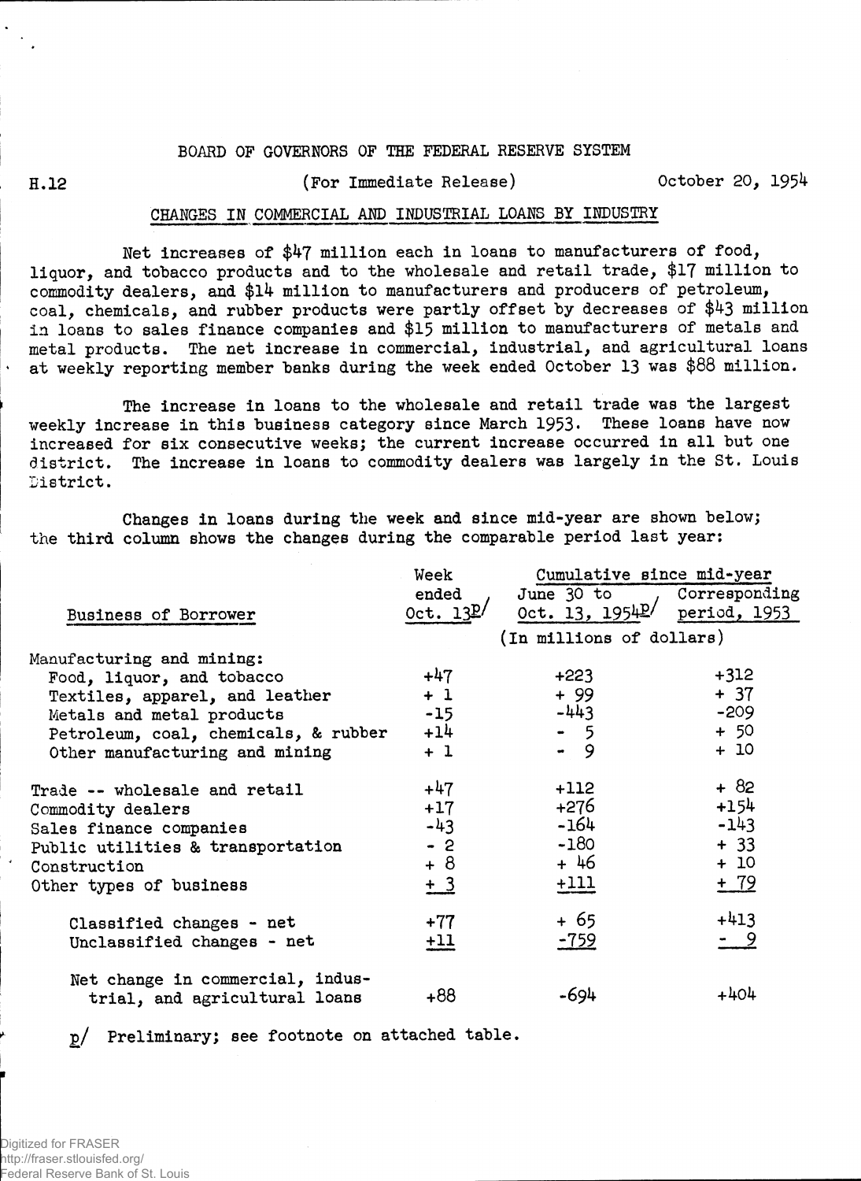BOARD OF GOVERNORS OF THE FEDERAL RESERVE SYSTEM

H.12 (For Immediate Release) October 20, 1954

## CHANGES IN COMMERCIAL AND INDUSTRIAL LOANS BY INDUSTRY

Net increases of $47 million each in loans to manufacturers of food, liquor, and tobacco products and to the wholesale and retail trade, $17 million to commodity dealers, and $14 million to manufacturers and producers of petroleum, coal, chemicals, and rubber products were partly offset by decreases of $43 million in loans to sales finance companies and $15 million to manufacturers of metals and metal products. The net increase in commercial, industrial, and agricultural loans at weekly reporting member banks during the week ended October 13 was $88 million.

The increase in loans to the wholesale and retail trade was the largest weekly increase in this business category since March 1953. These loans have now increased for six consecutive weeks; the current increase occurred in all but one district. The increase in loans to commodity dealers was largely in the St. Louis District.

Changes in loans during the week and since mid-year are shown below; the third column shows the changes during the comparable period last year:

| Business of Borrower | Week ended Oct. 13p/ | Cumulative since mid-year: June 30 to Oct. 13, 1954p/ | Cumulative since mid-year: Corresponding period, 1953 |
|---|---|---|---|
| | (In millions of dollars) | | |
| Manufacturing and mining: | | | |
| Food, liquor, and tobacco | +47 | +223 | +312 |
| Textiles, apparel, and leather | + 1 | + 99 | + 37 |
| Metals and metal products | -15 | -443 | -209 |
| Petroleum, coal, chemicals, & rubber | +14 | - 5 | + 50 |
| Other manufacturing and mining | + 1 | - 9 | + 10 |
| Trade -- wholesale and retail | +47 | +112 | + 82 |
| Commodity dealers | +17 | +276 | +154 |
| Sales finance companies | -43 | -164 | -143 |
| Public utilities & transportation | - 2 | -180 | + 33 |
| Construction | + 8 | + 46 | + 10 |
| Other types of business | + 3 | +111 | + 79 |
| Classified changes - net | +77 | + 65 | +413 |
| Unclassified changes - net | +11 | -759 | - 9 |
| Net change in commercial, industrial, and agricultural loans | +88 | -694 | +404 |

p/ Preliminary; see footnote on attached table.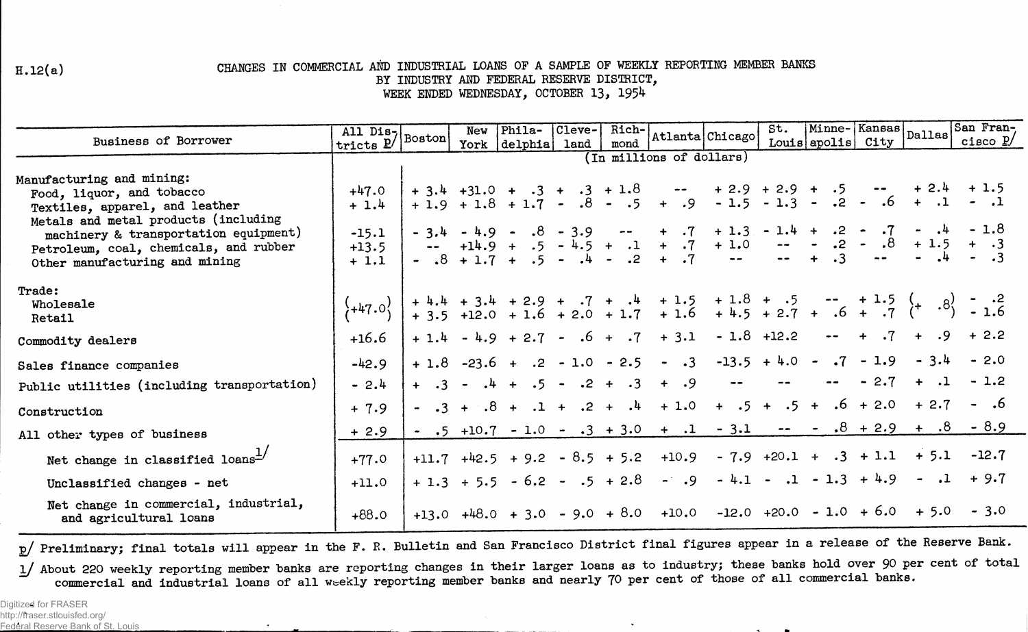H.12(a)

# CHANGES IN COMMERCIAL AND INDUSTRIAL LOANS OF A SAMPLE OF WEEKLY REPORTING MEMBER BANKS BY INDUSTRY AND FEDERAL RESERVE DISTRICT, WEEK ENDED WEDNESDAY, OCTOBER 13, 1954

| Business of Borrower | All Districts p/ | Boston | New York | Philadelphia | Cleveland | Richmond | Atlanta | Chicago | St. Louis | Minneapolis | Kansas City | Dallas | San Francisco p/ |
|---|---|---|---|---|---|---|---|---|---|---|---|---|---|
| | (In millions of dollars) | | | | | | | | | | | | |
| Manufacturing and mining: | | | | | | | | | | | | | |
| Food, liquor, and tobacco | +47.0 | + 3.4 | +31.0 | + .3 | + .3 | + 1.8 | -- | + 2.9 | + 2.9 | + .5 | -- | + 2.4 | + 1.5 |
| Textiles, apparel, and leather | + 1.4 | + 1.9 | + 1.8 | + 1.7 | - .8 | - .5 | + .9 | - 1.5 | - 1.3 | - .2 | - .6 | + .1 | - .1 |
| Metals and metal products (including machinery & transportation equipment) | -15.1 | - 3.4 | - 4.9 | - .8 | - 3.9 | -- | + .7 | + 1.3 | - 1.4 | + .2 | - .7 | - .4 | - 1.8 |
| Petroleum, coal, chemicals, and rubber | +13.5 | -- | +14.9 | + .5 | - 4.5 | + .1 | + .7 | + 1.0 | -- | - .2 | - .8 | + 1.5 | + .3 |
| Other manufacturing and mining | + 1.1 | - .8 | + 1.7 | + .5 | - .4 | - .2 | + .7 | -- | -- | + .3 | -- | - .4 | - .3 |
| Trade: | | | | | | | | | | | | | |
| Wholesale | (+47.0) | + 4.4 | + 3.4 | + 2.9 | + .7 | + .4 | + 1.5 | + 1.8 | + .5 | -- | + 1.5 | (+ .8) | - .2 |
| Retail | | + 3.5 | +12.0 | + 1.6 | + 2.0 | + 1.7 | + 1.6 | + 4.5 | + 2.7 | + .6 | + .7 | | - 1.6 |
| Commodity dealers | +16.6 | + 1.4 | - 4.9 | + 2.7 | - .6 | + .7 | + 3.1 | - 1.8 | +12.2 | -- | + .7 | + .9 | + 2.2 |
| Sales finance companies | -42.9 | + 1.8 | -23.6 | + .2 | - 1.0 | - 2.5 | - .3 | -13.5 | + 4.0 | - .7 | - 1.9 | - 3.4 | - 2.0 |
| Public utilities (including transportation) | - 2.4 | + .3 | - .4 | + .5 | - .2 | + .3 | + .9 | -- | -- | -- | - 2.7 | + .1 | - 1.2 |
| Construction | + 7.9 | - .3 | + .8 | + .1 | + .2 | + .4 | + 1.0 | + .5 | + .5 | + .6 | + 2.0 | + 2.7 | - .6 |
| All other types of business | + 2.9 | - .5 | +10.7 | - 1.0 | - .3 | + 3.0 | + .1 | - 3.1 | -- | - .8 | + 2.9 | + .8 | - 8.9 |
| Net change in classified loans 1/ | +77.0 | +11.7 | +42.5 | + 9.2 | - 8.5 | + 5.2 | +10.9 | - 7.9 | +20.1 | + .3 | + 1.1 | + 5.1 | -12.7 |
| Unclassified changes - net | +11.0 | + 1.3 | + 5.5 | - 6.2 | - .5 | + 2.8 | - .9 | - 4.1 | - .1 | - 1.3 | + 4.9 | - .1 | + 9.7 |
| Net change in commercial, industrial, and agricultural loans | +88.0 | +13.0 | +48.0 | + 3.0 | - 9.0 | + 8.0 | +10.0 | -12.0 | +20.0 | - 1.0 | + 6.0 | + 5.0 | - 3.0 |

p/ Preliminary; final totals will appear in the F. R. Bulletin and San Francisco District final figures appear in a release of the Reserve Bank.

1/ About 220 weekly reporting member banks are reporting changes in their larger loans as to industry; these banks hold over 90 per cent of total commercial and industrial loans of all weekly reporting member banks and nearly 70 per cent of those of all commercial banks.